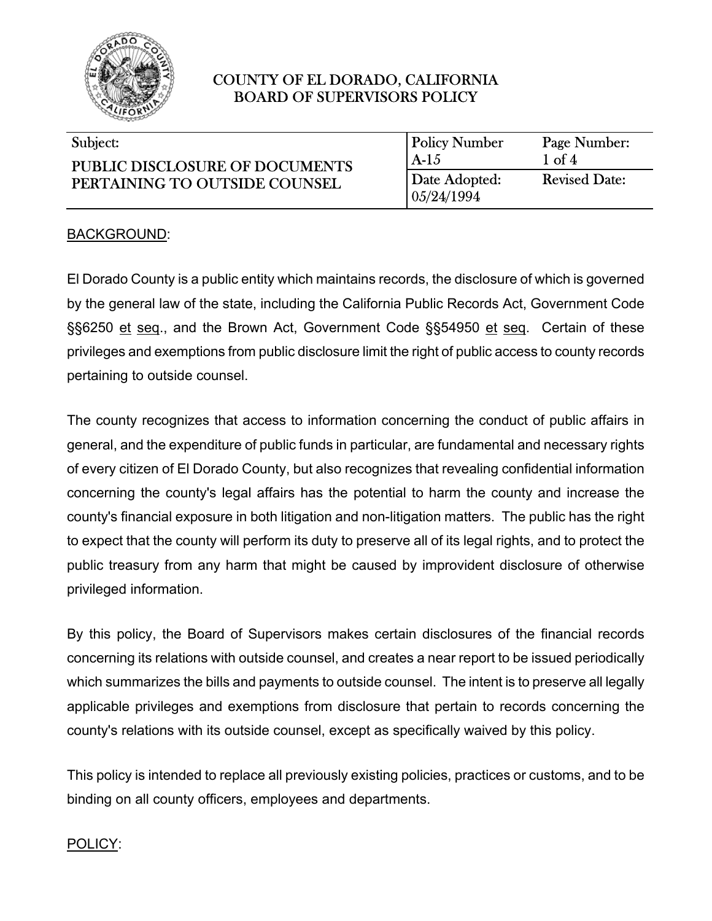COUNTY OF EL DORADO, CALIFORNIA
BOARD OF SUPERVISORS POLICY

| Subject: PUBLIC DISCLOSURE OF DOCUMENTS PERTAINING TO OUTSIDE COUNSEL | Policy Number A-15 | Page Number: 1 of 4 |
|---|---|---|
| | Date Adopted: 05/24/1994 | Revised Date: |

## BACKGROUND:

El Dorado County is a public entity which maintains records, the disclosure of which is governed by the general law of the state, including the California Public Records Act, Government Code §§6250 et seq., and the Brown Act, Government Code §§54950 et seq. Certain of these privileges and exemptions from public disclosure limit the right of public access to county records pertaining to outside counsel.

The county recognizes that access to information concerning the conduct of public affairs in general, and the expenditure of public funds in particular, are fundamental and necessary rights of every citizen of El Dorado County, but also recognizes that revealing confidential information concerning the county's legal affairs has the potential to harm the county and increase the county's financial exposure in both litigation and non-litigation matters. The public has the right to expect that the county will perform its duty to preserve all of its legal rights, and to protect the public treasury from any harm that might be caused by improvident disclosure of otherwise privileged information.

By this policy, the Board of Supervisors makes certain disclosures of the financial records concerning its relations with outside counsel, and creates a near report to be issued periodically which summarizes the bills and payments to outside counsel. The intent is to preserve all legally applicable privileges and exemptions from disclosure that pertain to records concerning the county's relations with its outside counsel, except as specifically waived by this policy.

This policy is intended to replace all previously existing policies, practices or customs, and to be binding on all county officers, employees and departments.

## POLICY: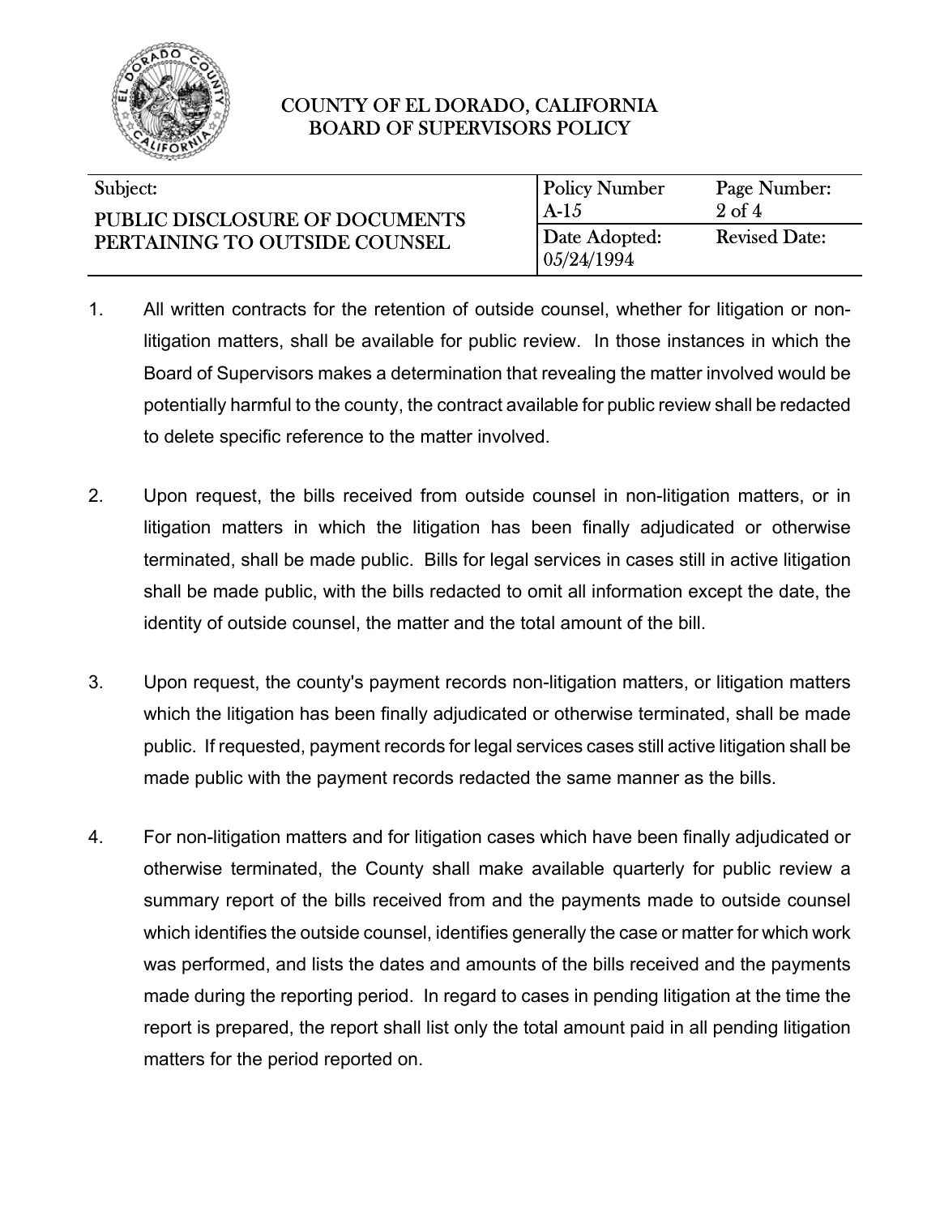1. All written contracts for the retention of outside counsel, whether for litigation or non-litigation matters, shall be available for public review. In those instances in which the Board of Supervisors makes a determination that revealing the matter involved would be potentially harmful to the county, the contract available for public review shall be redacted to delete specific reference to the matter involved.

2. Upon request, the bills received from outside counsel in non-litigation matters, or in litigation matters in which the litigation has been finally adjudicated or otherwise terminated, shall be made public. Bills for legal services in cases still in active litigation shall be made public, with the bills redacted to omit all information except the date, the identity of outside counsel, the matter and the total amount of the bill.

3. Upon request, the county's payment records non-litigation matters, or litigation matters which the litigation has been finally adjudicated or otherwise terminated, shall be made public. If requested, payment records for legal services cases still active litigation shall be made public with the payment records redacted the same manner as the bills.

4. For non-litigation matters and for litigation cases which have been finally adjudicated or otherwise terminated, the County shall make available quarterly for public review a summary report of the bills received from and the payments made to outside counsel which identifies the outside counsel, identifies generally the case or matter for which work was performed, and lists the dates and amounts of the bills received and the payments made during the reporting period. In regard to cases in pending litigation at the time the report is prepared, the report shall list only the total amount paid in all pending litigation matters for the period reported on.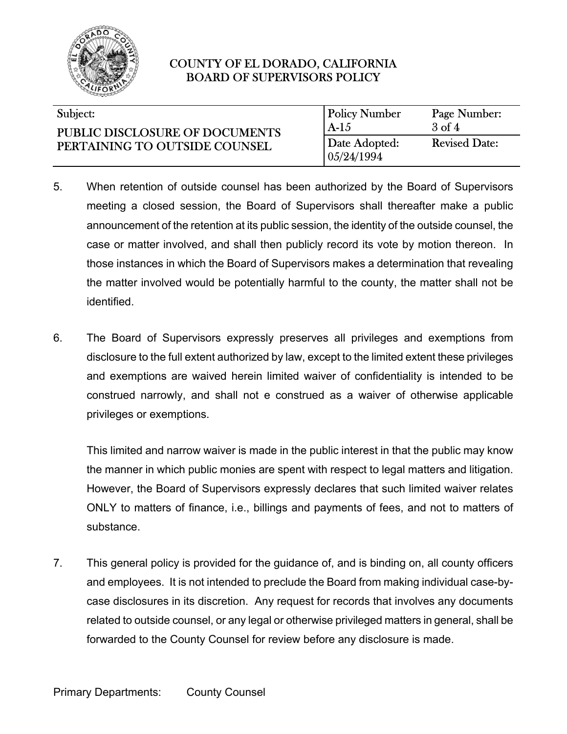5. When retention of outside counsel has been authorized by the Board of Supervisors meeting a closed session, the Board of Supervisors shall thereafter make a public announcement of the retention at its public session, the identity of the outside counsel, the case or matter involved, and shall then publicly record its vote by motion thereon. In those instances in which the Board of Supervisors makes a determination that revealing the matter involved would be potentially harmful to the county, the matter shall not be identified.

6. The Board of Supervisors expressly preserves all privileges and exemptions from disclosure to the full extent authorized by law, except to the limited extent these privileges and exemptions are waived herein limited waiver of confidentiality is intended to be construed narrowly, and shall not e construed as a waiver of otherwise applicable privileges or exemptions.

   This limited and narrow waiver is made in the public interest in that the public may know the manner in which public monies are spent with respect to legal matters and litigation. However, the Board of Supervisors expressly declares that such limited waiver relates ONLY to matters of finance, i.e., billings and payments of fees, and not to matters of substance.

7. This general policy is provided for the guidance of, and is binding on, all county officers and employees. It is not intended to preclude the Board from making individual case-by-case disclosures in its discretion. Any request for records that involves any documents related to outside counsel, or any legal or otherwise privileged matters in general, shall be forwarded to the County Counsel for review before any disclosure is made.

Primary Departments: County Counsel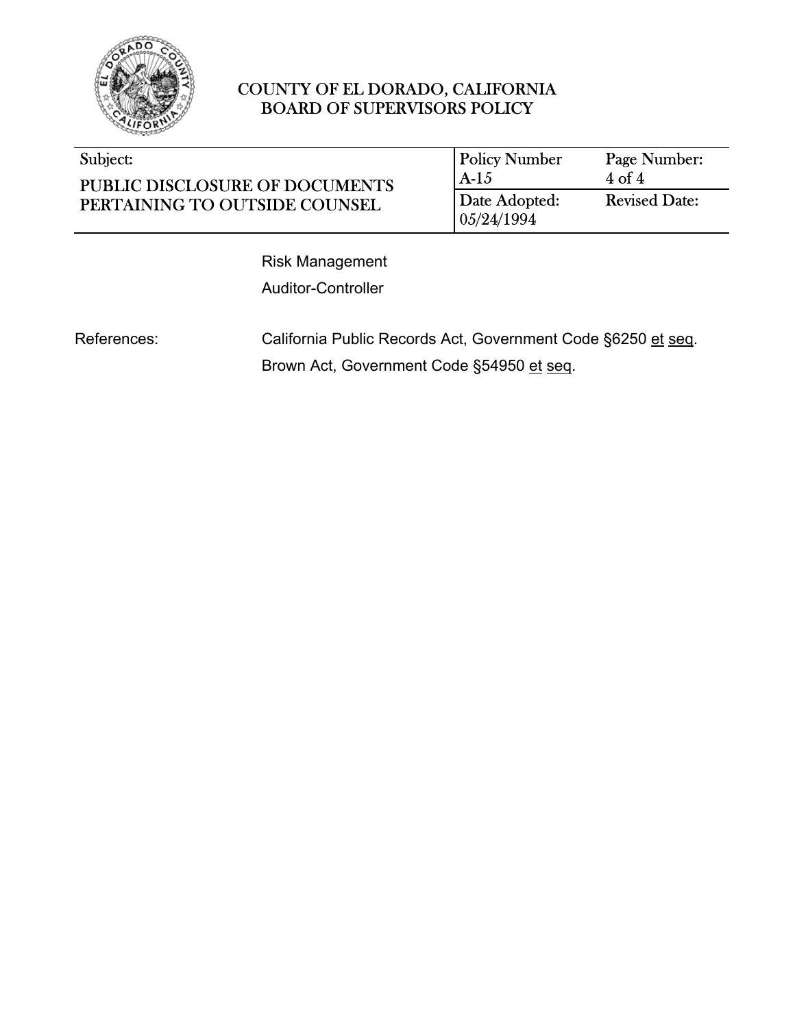Risk Management

Auditor-Controller

References: California Public Records Act, Government Code §6250 et seq.

Brown Act, Government Code §54950 et seq.